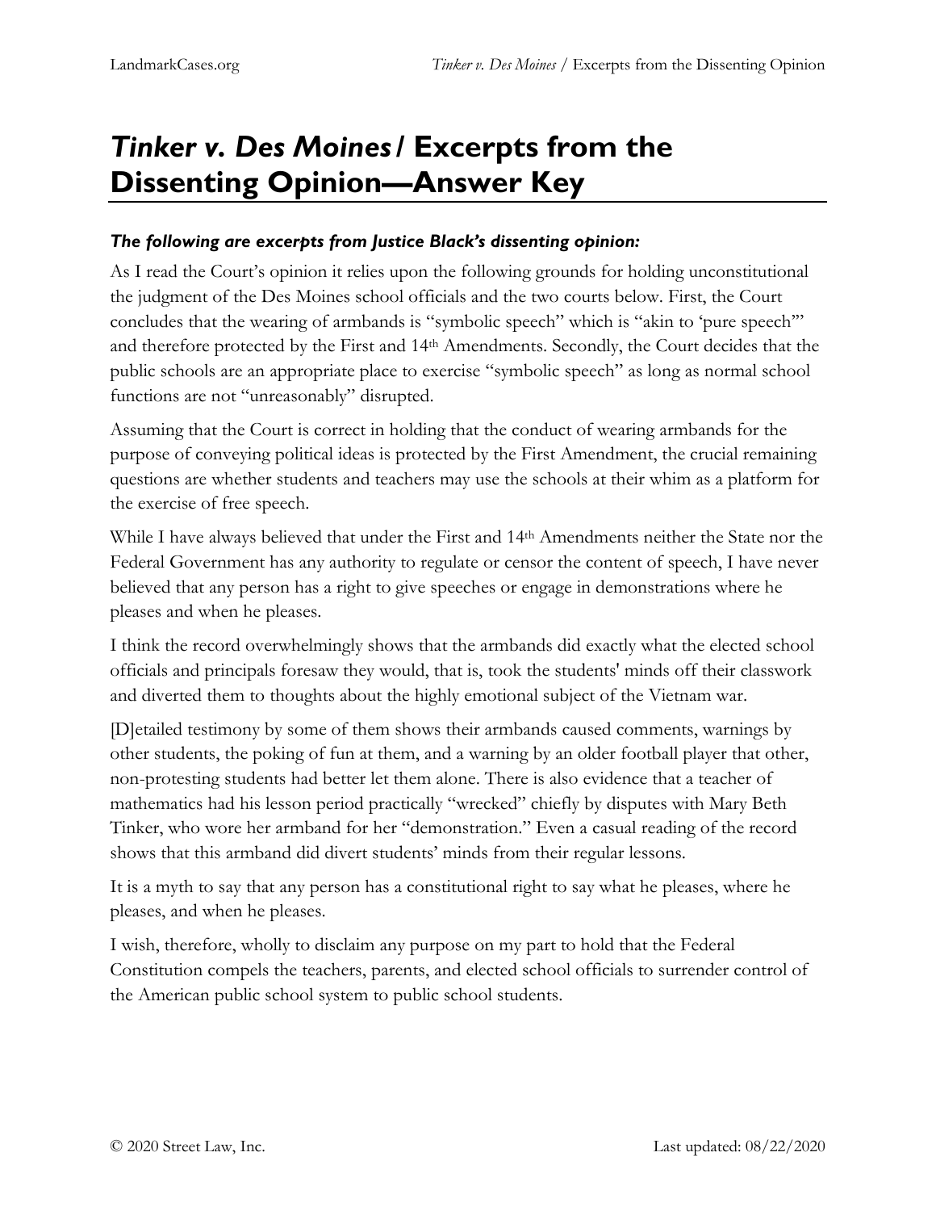# *Tinker v. Des Moines* / Excerpts from the Dissenting Opinion—Answer Key

***The following are excerpts from Justice Black's dissenting opinion:***

As I read the Court's opinion it relies upon the following grounds for holding unconstitutional the judgment of the Des Moines school officials and the two courts below. First, the Court concludes that the wearing of armbands is "symbolic speech" which is "akin to 'pure speech'" and therefore protected by the First and 14th Amendments. Secondly, the Court decides that the public schools are an appropriate place to exercise "symbolic speech" as long as normal school functions are not "unreasonably" disrupted.

Assuming that the Court is correct in holding that the conduct of wearing armbands for the purpose of conveying political ideas is protected by the First Amendment, the crucial remaining questions are whether students and teachers may use the schools at their whim as a platform for the exercise of free speech.

While I have always believed that under the First and 14th Amendments neither the State nor the Federal Government has any authority to regulate or censor the content of speech, I have never believed that any person has a right to give speeches or engage in demonstrations where he pleases and when he pleases.

I think the record overwhelmingly shows that the armbands did exactly what the elected school officials and principals foresaw they would, that is, took the students' minds off their classwork and diverted them to thoughts about the highly emotional subject of the Vietnam war.

[D]etailed testimony by some of them shows their armbands caused comments, warnings by other students, the poking of fun at them, and a warning by an older football player that other, non-protesting students had better let them alone. There is also evidence that a teacher of mathematics had his lesson period practically "wrecked" chiefly by disputes with Mary Beth Tinker, who wore her armband for her "demonstration." Even a casual reading of the record shows that this armband did divert students' minds from their regular lessons.

It is a myth to say that any person has a constitutional right to say what he pleases, where he pleases, and when he pleases.

I wish, therefore, wholly to disclaim any purpose on my part to hold that the Federal Constitution compels the teachers, parents, and elected school officials to surrender control of the American public school system to public school students.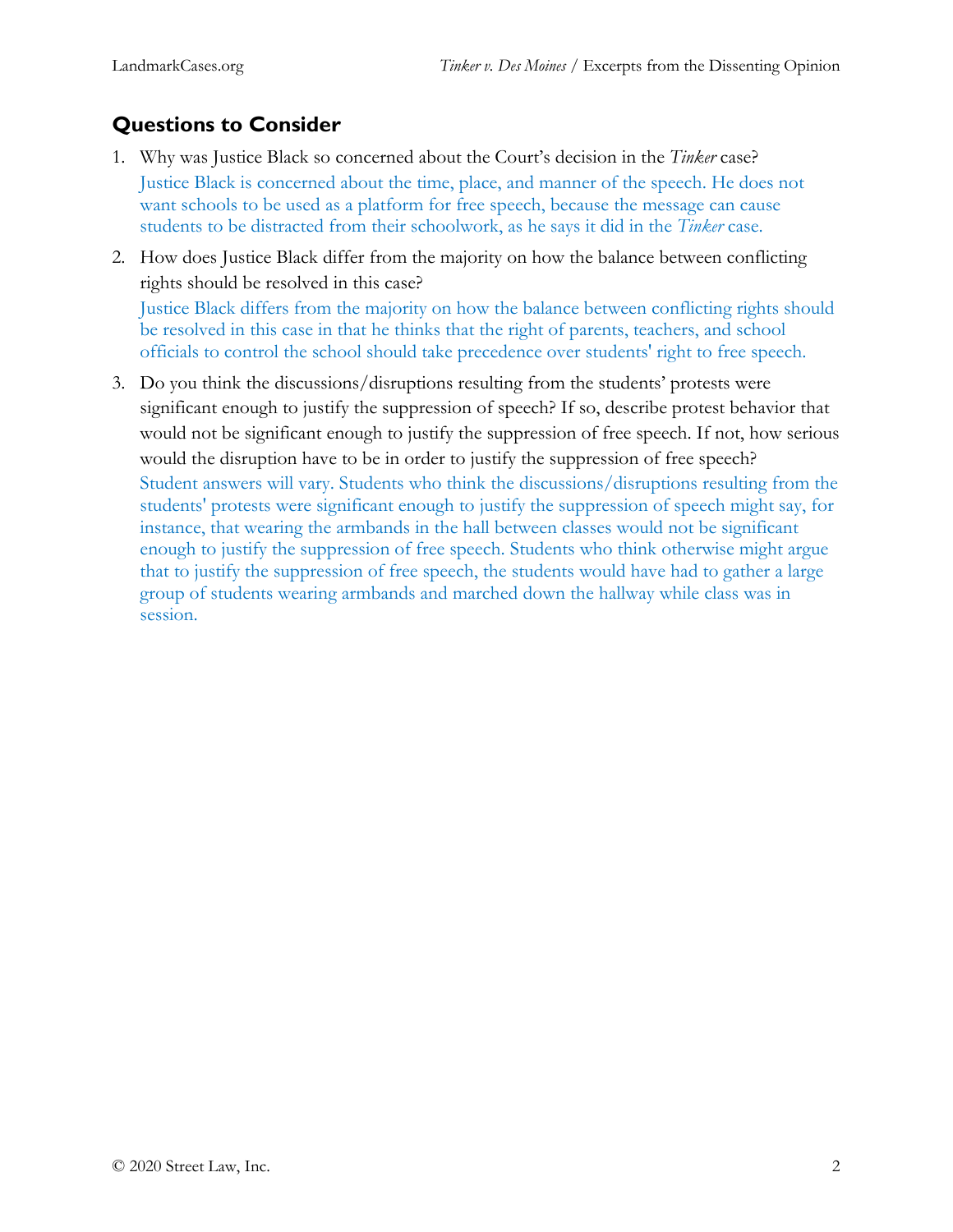## Questions to Consider

1. Why was Justice Black so concerned about the Court's decision in the *Tinker* case?

   Justice Black is concerned about the time, place, and manner of the speech. He does not want schools to be used as a platform for free speech, because the message can cause students to be distracted from their schoolwork, as he says it did in the *Tinker* case.

2. How does Justice Black differ from the majority on how the balance between conflicting rights should be resolved in this case?

   Justice Black differs from the majority on how the balance between conflicting rights should be resolved in this case in that he thinks that the right of parents, teachers, and school officials to control the school should take precedence over students' right to free speech.

3. Do you think the discussions/disruptions resulting from the students' protests were significant enough to justify the suppression of speech? If so, describe protest behavior that would not be significant enough to justify the suppression of free speech. If not, how serious would the disruption have to be in order to justify the suppression of free speech?

   Student answers will vary. Students who think the discussions/disruptions resulting from the students' protests were significant enough to justify the suppression of speech might say, for instance, that wearing the armbands in the hall between classes would not be significant enough to justify the suppression of free speech. Students who think otherwise might argue that to justify the suppression of free speech, the students would have had to gather a large group of students wearing armbands and marched down the hallway while class was in session.